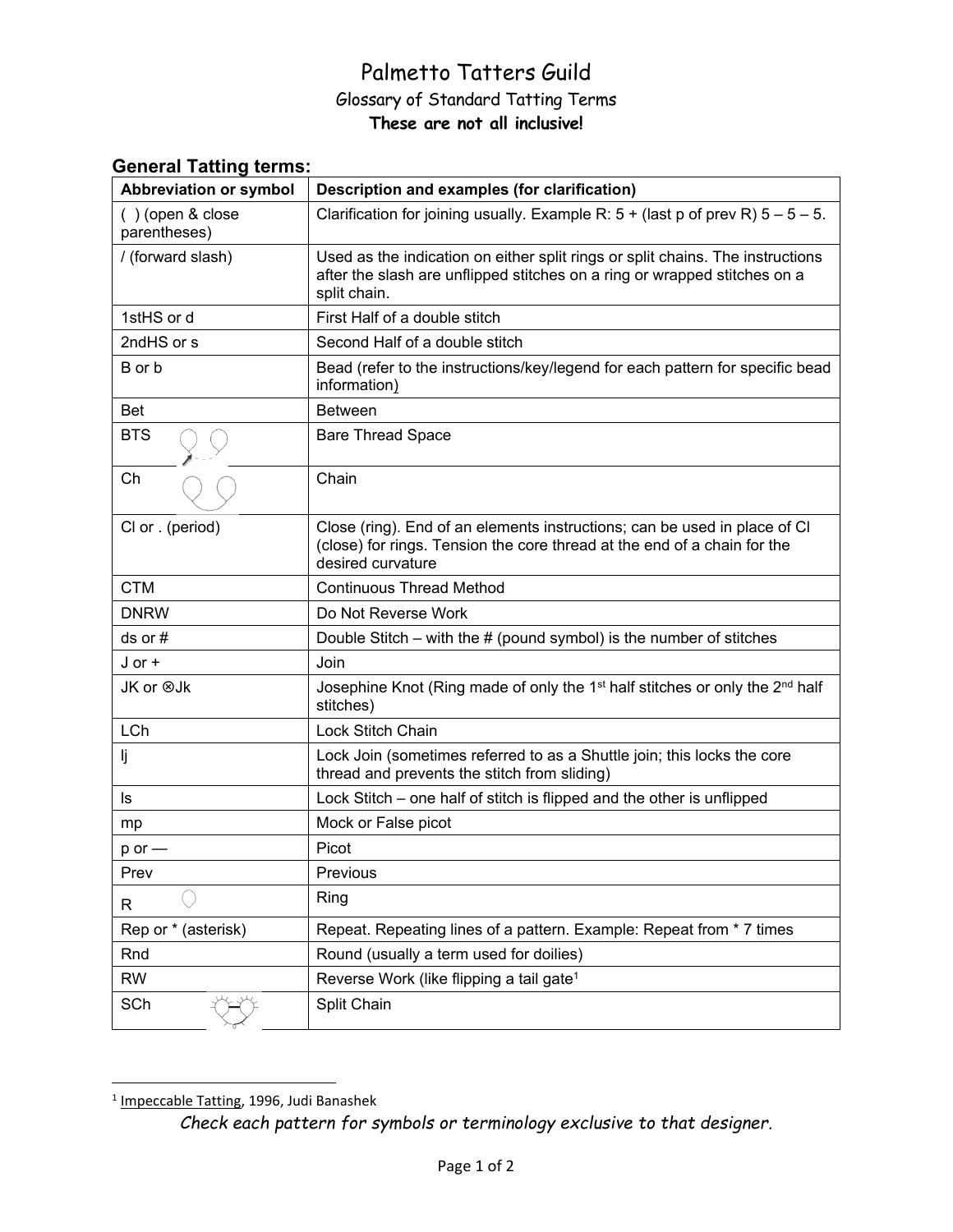# Palmetto Tatters Guild

## Glossary of Standard Tatting Terms

**These are not all inclusive!**

### General Tatting terms:

| Abbreviation or symbol | Description and examples (for clarification) |
|---|---|
| ( ) (open & close parentheses) | Clarification for joining usually. Example R: 5 + (last p of prev R) 5 – 5 – 5. |
| / (forward slash) | Used as the indication on either split rings or split chains. The instructions after the slash are unflipped stitches on a ring or wrapped stitches on a split chain. |
| 1stHS or d | First Half of a double stitch |
| 2ndHS or s | Second Half of a double stitch |
| B or b | Bead (refer to the instructions/key/legend for each pattern for specific bead information) |
| Bet | Between |
| BTS | Bare Thread Space |
| Ch | Chain |
| Cl or . (period) | Close (ring). End of an elements instructions; can be used in place of Cl (close) for rings. Tension the core thread at the end of a chain for the desired curvature |
| CTM | Continuous Thread Method |
| DNRW | Do Not Reverse Work |
| ds or # | Double Stitch – with the # (pound symbol) is the number of stitches |
| J or + | Join |
| JK or ⊗Jk | Josephine Knot (Ring made of only the 1st half stitches or only the 2nd half stitches) |
| LCh | Lock Stitch Chain |
| lj | Lock Join (sometimes referred to as a Shuttle join; this locks the core thread and prevents the stitch from sliding) |
| ls | Lock Stitch – one half of stitch is flipped and the other is unflipped |
| mp | Mock or False picot |
| p or — | Picot |
| Prev | Previous |
| R | Ring |
| Rep or * (asterisk) | Repeat. Repeating lines of a pattern. Example: Repeat from * 7 times |
| Rnd | Round (usually a term used for doilies) |
| RW | Reverse Work (like flipping a tail gate[1] |
| SCh | Split Chain |

[1] Impeccable Tatting, 1996, Judi Banashek

*Check each pattern for symbols or terminology exclusive to that designer.*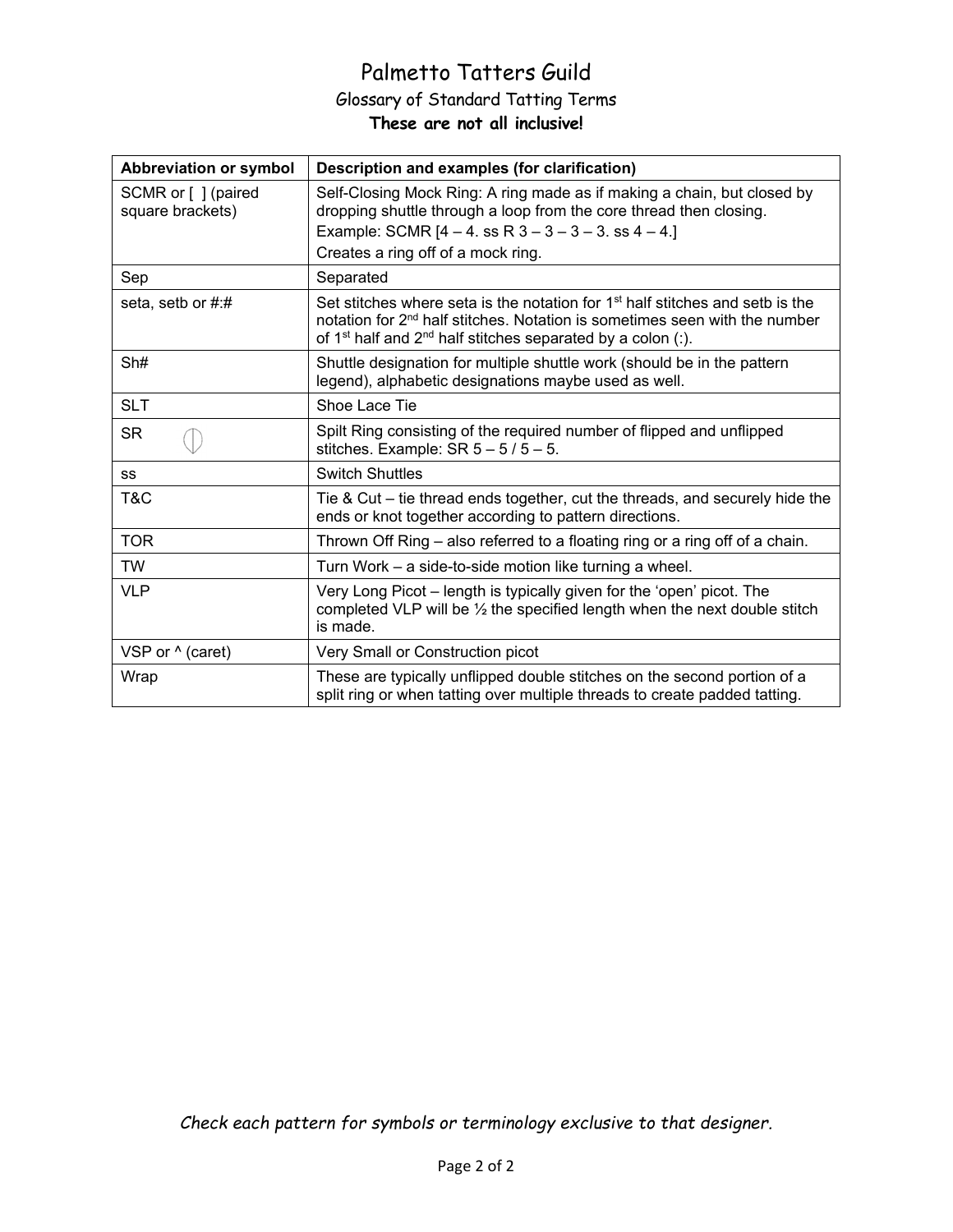# Palmetto Tatters Guild

## Glossary of Standard Tatting Terms

**These are not all inclusive!**

| Abbreviation or symbol | Description and examples (for clarification) |
|---|---|
| SCMR or [ ] (paired square brackets) | Self-Closing Mock Ring: A ring made as if making a chain, but closed by dropping shuttle through a loop from the core thread then closing. Example: SCMR [4 – 4. ss R 3 – 3 – 3 – 3. ss 4 – 4.] Creates a ring off of a mock ring. |
| Sep | Separated |
| seta, setb or #:# | Set stitches where seta is the notation for 1st half stitches and setb is the notation for 2nd half stitches. Notation is sometimes seen with the number of 1st half and 2nd half stitches separated by a colon (:). |
| Sh# | Shuttle designation for multiple shuttle work (should be in the pattern legend), alphabetic designations maybe used as well. |
| SLT | Shoe Lace Tie |
| SR | Spilt Ring consisting of the required number of flipped and unflipped stitches. Example: SR 5 – 5 / 5 – 5. |
| ss | Switch Shuttles |
| T&C | Tie & Cut – tie thread ends together, cut the threads, and securely hide the ends or knot together according to pattern directions. |
| TOR | Thrown Off Ring – also referred to a floating ring or a ring off of a chain. |
| TW | Turn Work – a side-to-side motion like turning a wheel. |
| VLP | Very Long Picot – length is typically given for the 'open' picot. The completed VLP will be ½ the specified length when the next double stitch is made. |
| VSP or ^ (caret) | Very Small or Construction picot |
| Wrap | These are typically unflipped double stitches on the second portion of a split ring or when tatting over multiple threads to create padded tatting. |

*Check each pattern for symbols or terminology exclusive to that designer.*